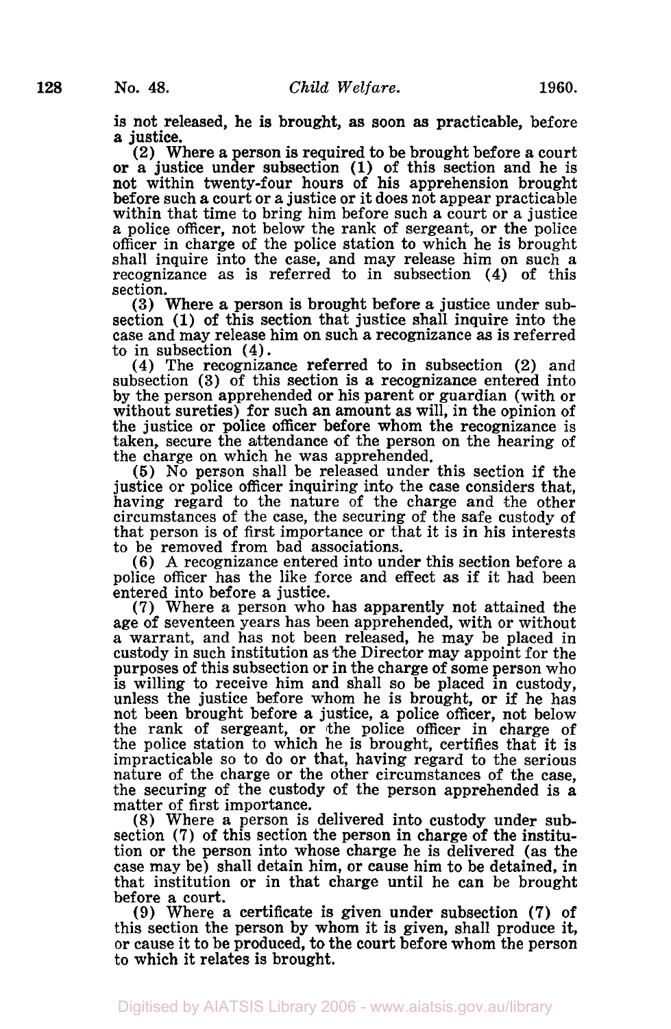is not released, he is brought, as soon as practicable, before a justice.

(2) Where a person is required to be brought before a court or a justice under subsection (1) of this section and he is not within twenty-four hours of his apprehension brought before such a court or a justice or it does not appear practicable within that time to bring him before such a court or a justice a police officer, not below the rank of sergeant, or the police officer in charge of the police station to which he is brought shall inquire into the case, and may release him on such a recognizance as is referred to in subsection (4) of this section.

(3) Where a person is brought before a justice under subsection (1) of this section that justice shall inquire into the case and may release him on such a recognizance as is referred to in subsection (4).

(4) The recognizance referred to in subsection (2) and subsection (3) of this section is a recognizance entered into by the person apprehended or his parent or guardian (with or without sureties) for such an amount as will, in the opinion of the justice or police officer before whom the recognizance is taken, secure the attendance of the person on the hearing of the charge on which he was apprehended.

(5) No person shall be released under this section if the justice or police officer inquiring into the case considers that, having regard to the nature of the charge and the other circumstances of the case, the securing of the safe custody of that person is of first importance or that it is in his interests to be removed from bad associations.

(6) A recognizance entered into under this section before a police officer has the like force and effect as if it had been entered into before a justice.

(7) Where a person who has apparently not attained the age of seventeen years has been apprehended, with or without a warrant, and has not been released, he may be placed in custody in such institution as the Director may appoint for the purposes of this subsection or in the charge of some person who is willing to receive him and shall so be placed in custody, unless the justice before whom he is brought, or if he has not been brought before a justice, a police officer, not below the rank of sergeant, or the police officer in charge of the police station to which he is brought, certifies that it is impracticable so to do or that, having regard to the serious nature of the charge or the other circumstances of the case, the securing of the custody of the person apprehended is a matter of first importance.

(8) Where a person is delivered into custody under subsection (7) of this section the person in charge of the institution or the person into whose charge he is delivered (as the case may be) shall detain him, or cause him to be detained, in that institution or in that charge until he can be brought before a court.

(9) Where a certificate is given under subsection (7) of this section the person by whom it is given, shall produce it, or cause it to be produced, to the court before whom the person to which it relates is brought.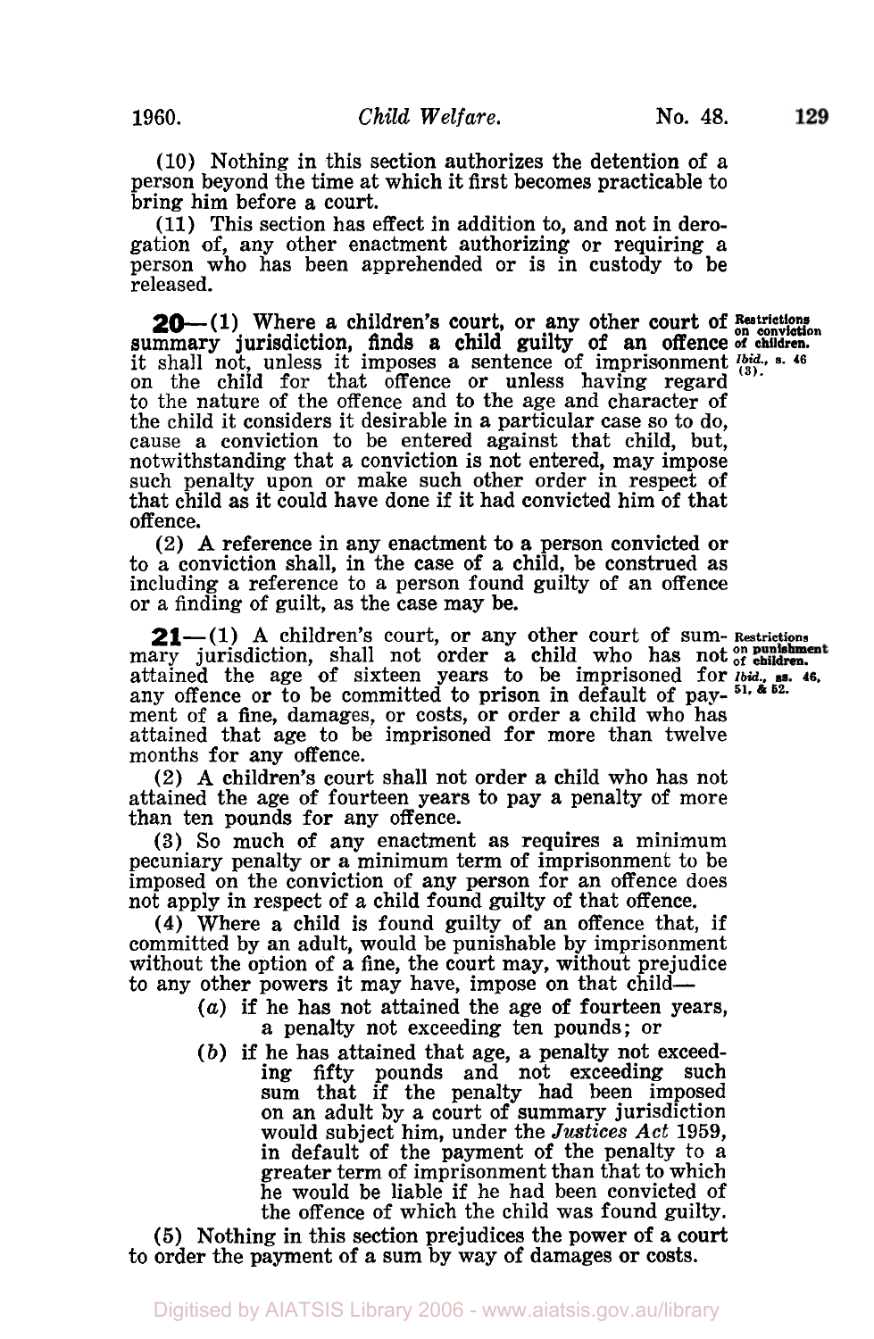(10) Nothing in this section authorizes the detention of a person beyond the time at which it first becomes practicable to bring him before a court.

(11) This section has effect in addition to, and not in derogation of, any other enactment authorizing or requiring a person who has been apprehended or is in custody to be released.

Restrictions on conviction of children. *Ibid.*, s. 46 (3).

**20**—(1) Where a children's court, or any other court of summary jurisdiction, finds a child guilty of an offence it shall not, unless it imposes a sentence of imprisonment on the child for that offence or unless having regard to the nature of the offence and to the age and character of the child it considers it desirable in a particular case so to do, cause a conviction to be entered against that child, but, notwithstanding that a conviction is not entered, may impose such penalty upon or make such other order in respect of that child as it could have done if it had convicted him of that offence.

(2) A reference in any enactment to a person convicted or to a conviction shall, in the case of a child, be construed as including a reference to a person found guilty of an offence or a finding of guilt, as the case may be.

Restrictions on punishment of children. *Ibid.*, ss. 46, 51, & 52.

**21**—(1) A children's court, or any other court of summary jurisdiction, shall not order a child who has not attained the age of sixteen years to be imprisoned for any offence or to be committed to prison in default of payment of a fine, damages, or costs, or order a child who has attained that age to be imprisoned for more than twelve months for any offence.

(2) A children's court shall not order a child who has not attained the age of fourteen years to pay a penalty of more than ten pounds for any offence.

(3) So much of any enactment as requires a minimum pecuniary penalty or a minimum term of imprisonment to be imposed on the conviction of any person for an offence does not apply in respect of a child found guilty of that offence.

(4) Where a child is found guilty of an offence that, if committed by an adult, would be punishable by imprisonment without the option of a fine, the court may, without prejudice to any other powers it may have, impose on that child—

(*a*) if he has not attained the age of fourteen years, a penalty not exceeding ten pounds; or

(*b*) if he has attained that age, a penalty not exceeding fifty pounds and not exceeding such sum that if the penalty had been imposed on an adult by a court of summary jurisdiction would subject him, under the *Justices Act* 1959, in default of the payment of the penalty to a greater term of imprisonment than that to which he would be liable if he had been convicted of the offence of which the child was found guilty.

(5) Nothing in this section prejudices the power of a court to order the payment of a sum by way of damages or costs.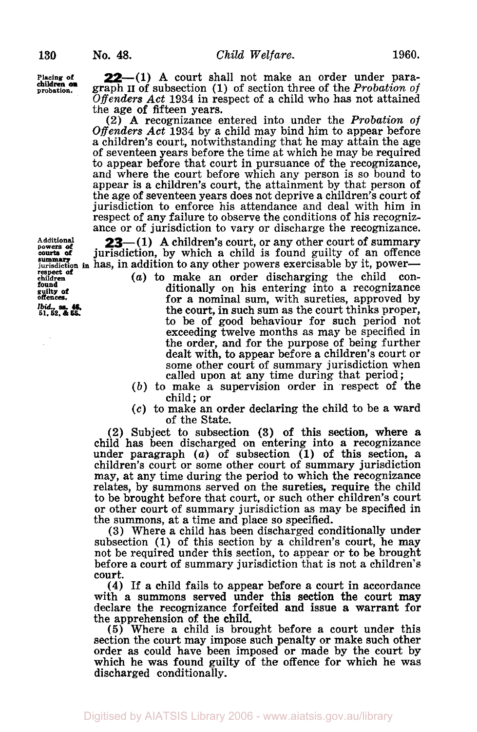**Placing of children on probation.**

**22**—(1) A court shall not make an order under paragraph II of subsection (1) of section three of the *Probation of Offenders Act* 1934 in respect of a child who has not attained the age of fifteen years.

(2) A recognizance entered into under the *Probation of Offenders Act* 1934 by a child may bind him to appear before a children's court, notwithstanding that he may attain the age of seventeen years before the time at which he may be required to appear before that court in pursuance of the recognizance, and where the court before which any person is so bound to appear is a children's court, the attainment by that person of the age of seventeen years does not deprive a children's court of jurisdiction to enforce his attendance and deal with him in respect of any failure to observe the conditions of his recognizance or of jurisdiction to vary or discharge the recognizance.

**Additional powers of courts of summary jurisdiction in respect of children found guilty of offences.**

*Ibid.*, ss. 46, 51, 52, & 55.

**23**—(1) A children's court, or any other court of summary jurisdiction, by which a child is found guilty of an offence has, in addition to any other powers exercisable by it, power—

(*a*) to make an order discharging the child conditionally on his entering into a recognizance for a nominal sum, with sureties, approved by the court, in such sum as the court thinks proper, to be of good behaviour for such period not exceeding twelve months as may be specified in the order, and for the purpose of being further dealt with, to appear before a children's court or some other court of summary jurisdiction when called upon at any time during that period;

(*b*) to make a supervision order in respect of the child; or

(*c*) to make an order declaring the child to be a ward of the State.

(2) Subject to subsection (3) of this section, where a child has been discharged on entering into a recognizance under paragraph (*a*) of subsection (1) of this section, a children's court or some other court of summary jurisdiction may, at any time during the period to which the recognizance relates, by summons served on the sureties, require the child to be brought before that court, or such other children's court or other court of summary jurisdiction as may be specified in the summons, at a time and place so specified.

(3) Where a child has been discharged conditionally under subsection (1) of this section by a children's court, he may not be required under this section, to appear or to be brought before a court of summary jurisdiction that is not a children's court.

(4) If a child fails to appear before a court in accordance with a summons served under this section the court may declare the recognizance forfeited and issue a warrant for the apprehension of the child.

(5) Where a child is brought before a court under this section the court may impose such penalty or make such other order as could have been imposed or made by the court by which he was found guilty of the offence for which he was discharged conditionally.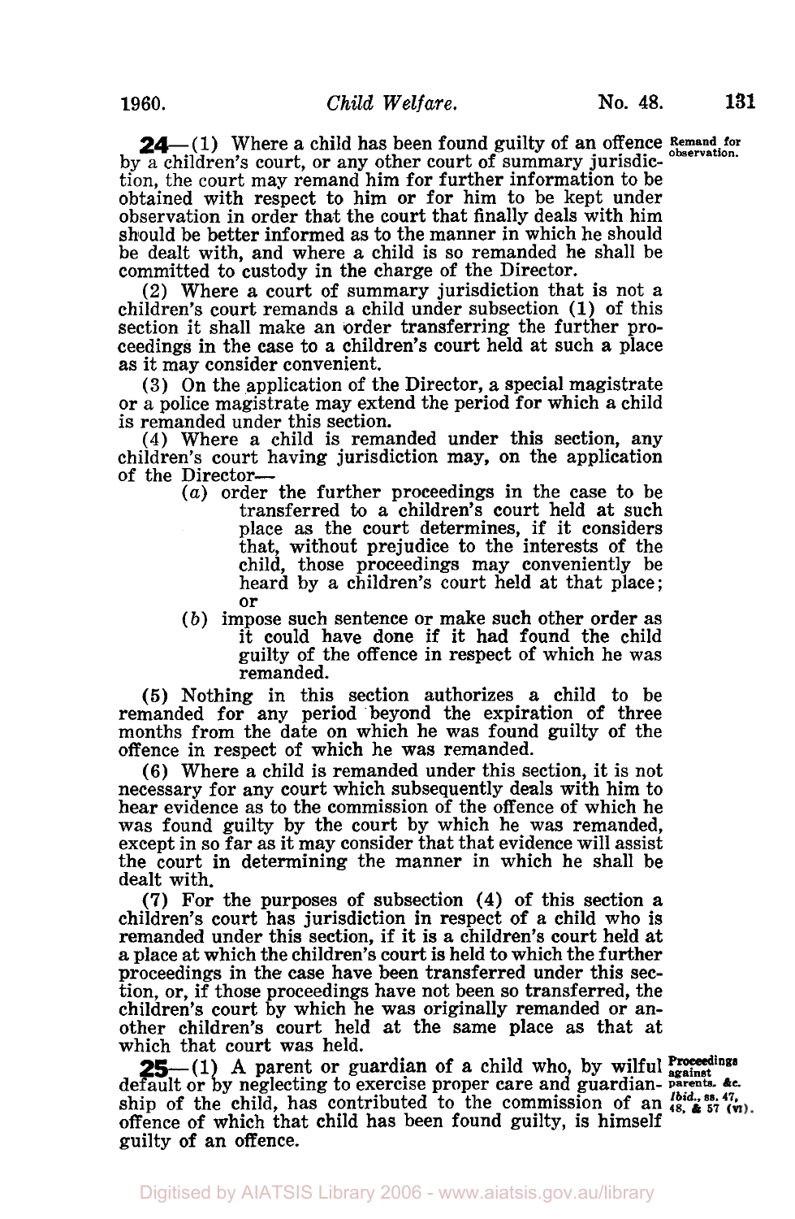**24**—(1) Where a child has been found guilty of an offence by a children's court, or any other court of summary jurisdiction, the court may remand him for further information to be obtained with respect to him or for him to be kept under observation in order that the court that finally deals with him should be better informed as to the manner in which he should be dealt with, and where a child is so remanded he shall be committed to custody in the charge of the Director.

*Remand for observation.*

(2) Where a court of summary jurisdiction that is not a children's court remands a child under subsection (1) of this section it shall make an order transferring the further proceedings in the case to a children's court held at such a place as it may consider convenient.

(3) On the application of the Director, a special magistrate or a police magistrate may extend the period for which a child is remanded under this section.

(4) Where a child is remanded under this section, any children's court having jurisdiction may, on the application of the Director—

- (*a*) order the further proceedings in the case to be transferred to a children's court held at such place as the court determines, if it considers that, without prejudice to the interests of the child, those proceedings may conveniently be heard by a children's court held at that place; or
- (*b*) impose such sentence or make such other order as it could have done if it had found the child guilty of the offence in respect of which he was remanded.

(5) Nothing in this section authorizes a child to be remanded for any period beyond the expiration of three months from the date on which he was found guilty of the offence in respect of which he was remanded.

(6) Where a child is remanded under this section, it is not necessary for any court which subsequently deals with him to hear evidence as to the commission of the offence of which he was found guilty by the court by which he was remanded, except in so far as it may consider that that evidence will assist the court in determining the manner in which he shall be dealt with.

(7) For the purposes of subsection (4) of this section a children's court has jurisdiction in respect of a child who is remanded under this section, if it is a children's court held at a place at which the children's court is held to which the further proceedings in the case have been transferred under this section, or, if those proceedings have not been so transferred, the children's court by which he was originally remanded or another children's court held at the same place as that at which that court was held.

**25**—(1) A parent or guardian of a child who, by wilful default or by neglecting to exercise proper care and guardianship of the child, has contributed to the commission of an offence of which that child has been found guilty, is himself guilty of an offence.

*Proceedings against parents, &c.*
*Ibid., ss. 47, 48, & 57 (VI).*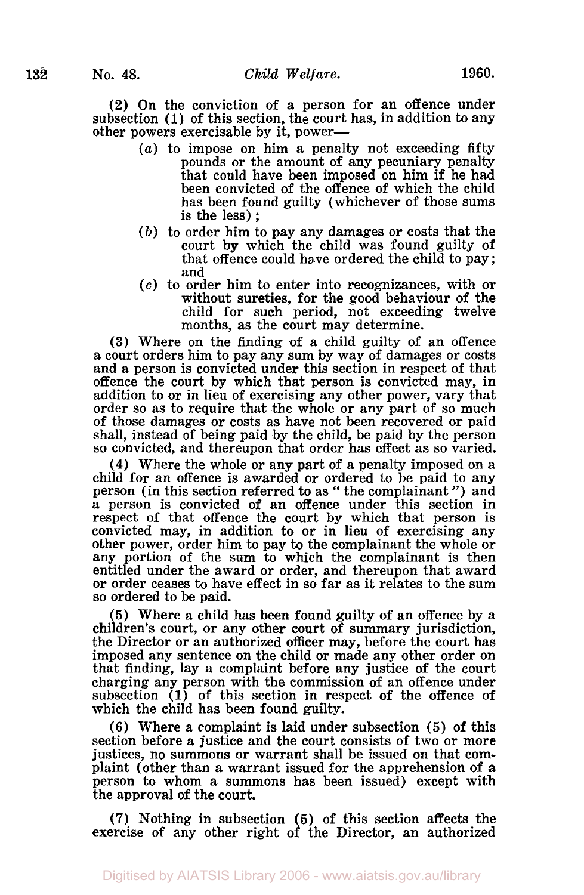(2) On the conviction of a person for an offence under subsection (1) of this section, the court has, in addition to any other powers exercisable by it, power—

(*a*) to impose on him a penalty not exceeding fifty pounds or the amount of any pecuniary penalty that could have been imposed on him if he had been convicted of the offence of which the child has been found guilty (whichever of those sums is the less);

(*b*) to order him to pay any damages or costs that the court by which the child was found guilty of that offence could have ordered the child to pay; and

(*c*) to order him to enter into recognizances, with or without sureties, for the good behaviour of the child for such period, not exceeding twelve months, as the court may determine.

(3) Where on the finding of a child guilty of an offence a court orders him to pay any sum by way of damages or costs and a person is convicted under this section in respect of that offence the court by which that person is convicted may, in addition to or in lieu of exercising any other power, vary that order so as to require that the whole or any part of so much of those damages or costs as have not been recovered or paid shall, instead of being paid by the child, be paid by the person so convicted, and thereupon that order has effect as so varied.

(4) Where the whole or any part of a penalty imposed on a child for an offence is awarded or ordered to be paid to any person (in this section referred to as " the complainant ") and a person is convicted of an offence under this section in respect of that offence the court by which that person is convicted may, in addition to or in lieu of exercising any other power, order him to pay to the complainant the whole or any portion of the sum to which the complainant is then entitled under the award or order, and thereupon that award or order ceases to have effect in so far as it relates to the sum so ordered to be paid.

(5) Where a child has been found guilty of an offence by a children's court, or any other court of summary jurisdiction, the Director or an authorized officer may, before the court has imposed any sentence on the child or made any other order on that finding, lay a complaint before any justice of the court charging any person with the commission of an offence under subsection (1) of this section in respect of the offence of which the child has been found guilty.

(6) Where a complaint is laid under subsection (5) of this section before a justice and the court consists of two or more justices, no summons or warrant shall be issued on that complaint (other than a warrant issued for the apprehension of a person to whom a summons has been issued) except with the approval of the court.

(7) Nothing in subsection (5) of this section affects the exercise of any other right of the Director, an authorized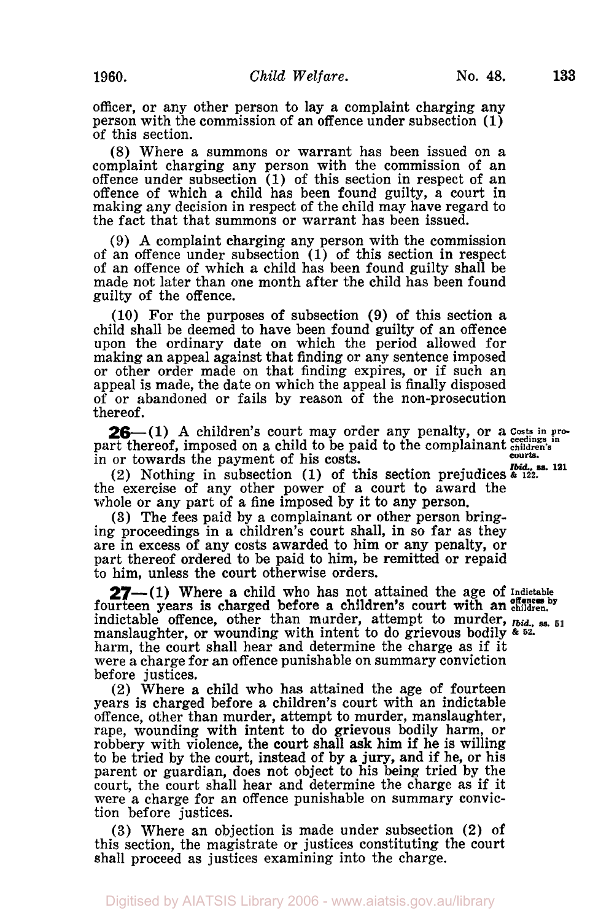officer, or any other person to lay a complaint charging any person with the commission of an offence under subsection (1) of this section.

(8) Where a summons or warrant has been issued on a complaint charging any person with the commission of an offence under subsection (1) of this section in respect of an offence of which a child has been found guilty, a court in making any decision in respect of the child may have regard to the fact that that summons or warrant has been issued.

(9) A complaint charging any person with the commission of an offence under subsection (1) of this section in respect of an offence of which a child has been found guilty shall be made not later than one month after the child has been found guilty of the offence.

(10) For the purposes of subsection (9) of this section a child shall be deemed to have been found guilty of an offence upon the ordinary date on which the period allowed for making an appeal against that finding or any sentence imposed or other order made on that finding expires, or if such an appeal is made, the date on which the appeal is finally disposed of or abandoned or fails by reason of the non-prosecution thereof.

*Costs in proceedings in children's courts.*
*Ibid., ss. 121 & 122.*

**26**—(1) A children's court may order any penalty, or a part thereof, imposed on a child to be paid to the complainant in or towards the payment of his costs.

(2) Nothing in subsection (1) of this section prejudices the exercise of any other power of a court to award the whole or any part of a fine imposed by it to any person.

(3) The fees paid by a complainant or other person bringing proceedings in a children's court shall, in so far as they are in excess of any costs awarded to him or any penalty, or part thereof ordered to be paid to him, be remitted or repaid to him, unless the court otherwise orders.

*Indictable offences by children.*
*Ibid., ss. 51 & 52.*

**27**—(1) Where a child who has not attained the age of fourteen years is charged before a children's court with an indictable offence, other than murder, attempt to murder, manslaughter, or wounding with intent to do grievous bodily harm, the court shall hear and determine the charge as if it were a charge for an offence punishable on summary conviction before justices.

(2) Where a child who has attained the age of fourteen years is charged before a children's court with an indictable offence, other than murder, attempt to murder, manslaughter, rape, wounding with intent to do grievous bodily harm, or robbery with violence, the court shall ask him if he is willing to be tried by the court, instead of by a jury, and if he, or his parent or guardian, does not object to his being tried by the court, the court shall hear and determine the charge as if it were a charge for an offence punishable on summary conviction before justices.

(3) Where an objection is made under subsection (2) of this section, the magistrate or justices constituting the court shall proceed as justices examining into the charge.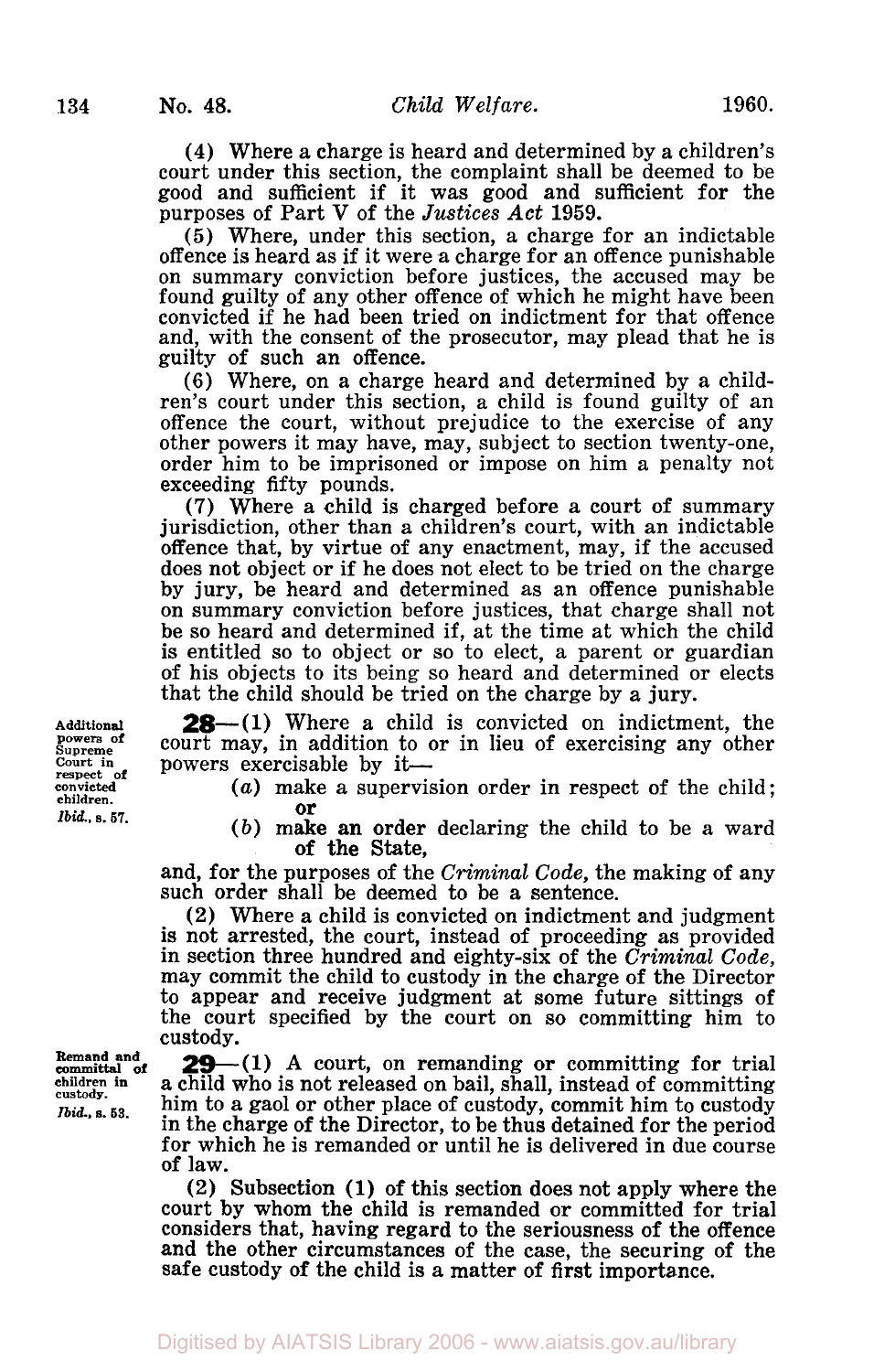(4) Where a charge is heard and determined by a children's court under this section, the complaint shall be deemed to be good and sufficient if it was good and sufficient for the purposes of Part V of the *Justices Act* 1959.

(5) Where, under this section, a charge for an indictable offence is heard as if it were a charge for an offence punishable on summary conviction before justices, the accused may be found guilty of any other offence of which he might have been convicted if he had been tried on indictment for that offence and, with the consent of the prosecutor, may plead that he is guilty of such an offence.

(6) Where, on a charge heard and determined by a children's court under this section, a child is found guilty of an offence the court, without prejudice to the exercise of any other powers it may have, may, subject to section twenty-one, order him to be imprisoned or impose on him a penalty not exceeding fifty pounds.

(7) Where a child is charged before a court of summary jurisdiction, other than a children's court, with an indictable offence that, by virtue of any enactment, may, if the accused does not object or if he does not elect to be tried on the charge by jury, be heard and determined as an offence punishable on summary conviction before justices, that charge shall not be so heard and determined if, at the time at which the child is entitled so to object or so to elect, a parent or guardian of his objects to its being so heard and determined or elects that the child should be tried on the charge by a jury.

Additional powers of Supreme Court in respect of convicted children.
*Ibid.*, s. 57.

**28**—(1) Where a child is convicted on indictment, the court may, in addition to or in lieu of exercising any other powers exercisable by it—

(*a*) make a supervision order in respect of the child; or

(*b*) make an order declaring the child to be a ward of the State,

and, for the purposes of the *Criminal Code*, the making of any such order shall be deemed to be a sentence.

(2) Where a child is convicted on indictment and judgment is not arrested, the court, instead of proceeding as provided in section three hundred and eighty-six of the *Criminal Code*, may commit the child to custody in the charge of the Director to appear and receive judgment at some future sittings of the court specified by the court on so committing him to custody.

Remand and committal of children in custody.
*Ibid.*, s. 53.

**29**—(1) A court, on remanding or committing for trial a child who is not released on bail, shall, instead of committing him to a gaol or other place of custody, commit him to custody in the charge of the Director, to be thus detained for the period for which he is remanded or until he is delivered in due course of law.

(2) Subsection (1) of this section does not apply where the court by whom the child is remanded or committed for trial considers that, having regard to the seriousness of the offence and the other circumstances of the case, the securing of the safe custody of the child is a matter of first importance.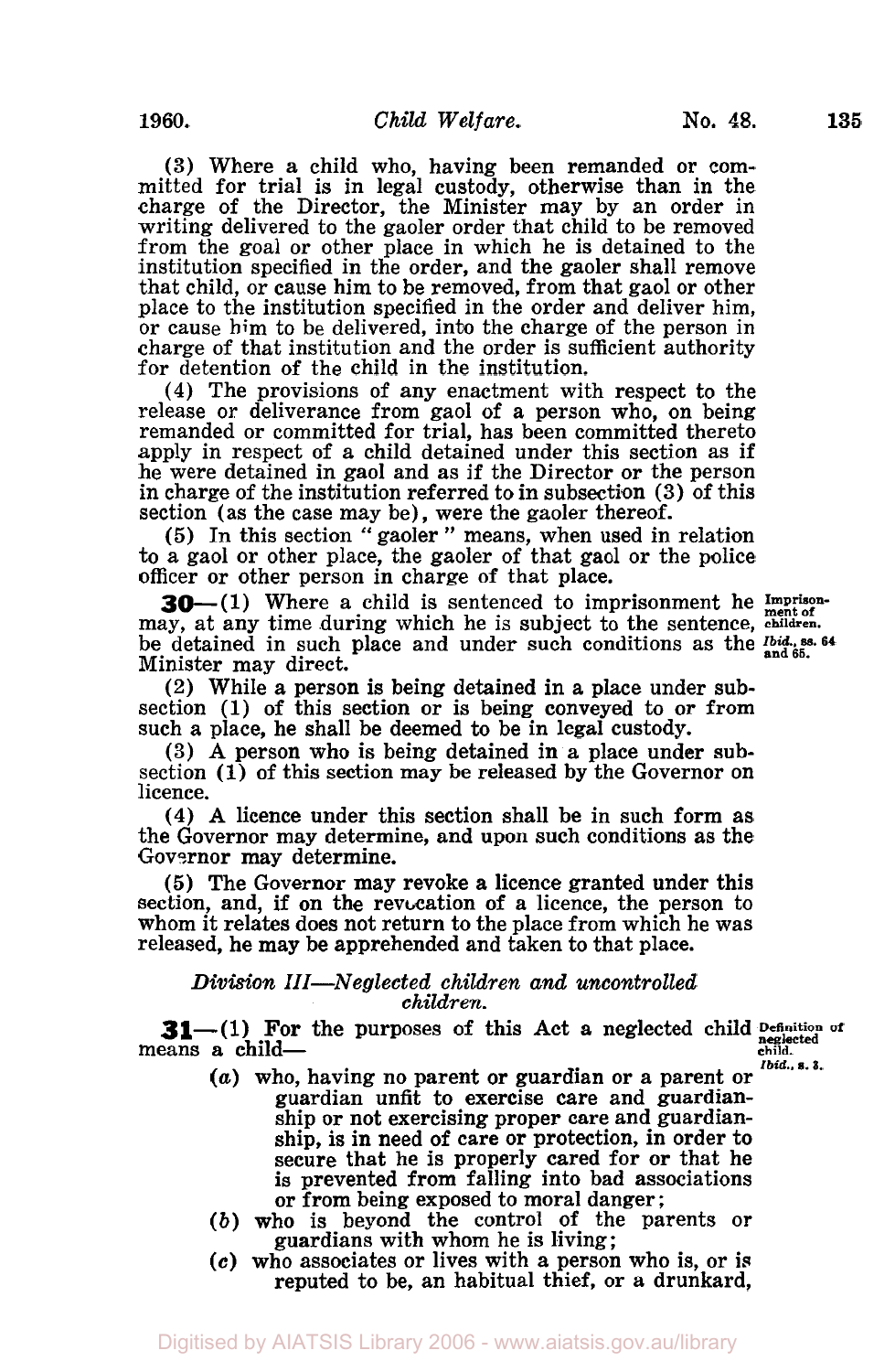(3) Where a child who, having been remanded or committed for trial is in legal custody, otherwise than in the charge of the Director, the Minister may by an order in writing delivered to the gaoler order that child to be removed from the goal or other place in which he is detained to the institution specified in the order, and the gaoler shall remove that child, or cause him to be removed, from that gaol or other place to the institution specified in the order and deliver him, or cause him to be delivered, into the charge of the person in charge of that institution and the order is sufficient authority for detention of the child in the institution.

(4) The provisions of any enactment with respect to the release or deliverance from gaol of a person who, on being remanded or committed for trial, has been committed thereto apply in respect of a child detained under this section as if he were detained in gaol and as if the Director or the person in charge of the institution referred to in subsection (3) of this section (as the case may be), were the gaoler thereof.

(5) In this section "gaoler" means, when used in relation to a gaol or other place, the gaoler of that gaol or the police officer or other person in charge of that place.

**30**—(1) Where a child is sentenced to imprisonment he may, at any time during which he is subject to the sentence, be detained in such place and under such conditions as the Minister may direct.

*Imprisonment of children.*
*Ibid., ss. 64 and 65.*

(2) While a person is being detained in a place under subsection (1) of this section or is being conveyed to or from such a place, he shall be deemed to be in legal custody.

(3) A person who is being detained in a place under subsection (1) of this section may be released by the Governor on licence.

(4) A licence under this section shall be in such form as the Governor may determine, and upon such conditions as the Governor may determine.

(5) The Governor may revoke a licence granted under this section, and, if on the revocation of a licence, the person to whom it relates does not return to the place from which he was released, he may be apprehended and taken to that place.

### *Division III—Neglected children and uncontrolled children.*

**31**—(1) For the purposes of this Act a neglected child means a child—

*Definition of neglected child.*
*Ibid., s. 3.*

(*a*) who, having no parent or guardian or a parent or guardian unfit to exercise care and guardianship or not exercising proper care and guardianship, is in need of care or protection, in order to secure that he is properly cared for or that he is prevented from falling into bad associations or from being exposed to moral danger;

(*b*) who is beyond the control of the parents or guardians with whom he is living;

(*c*) who associates or lives with a person who is, or is reputed to be, an habitual thief, or a drunkard,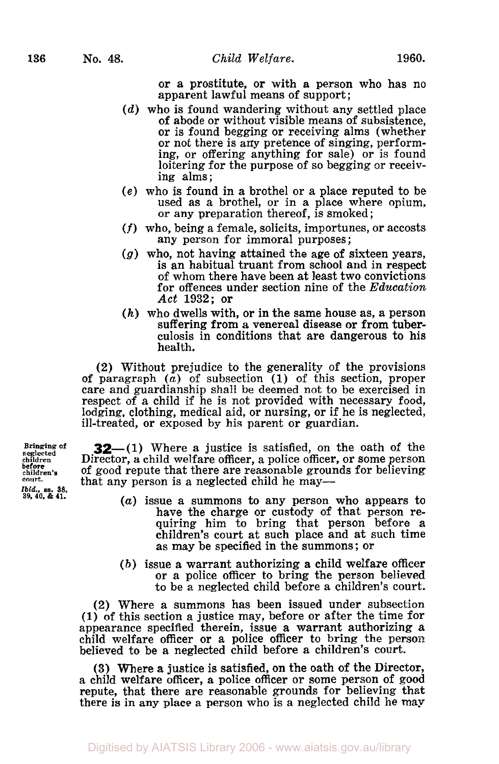or a prostitute, or with a person who has no apparent lawful means of support;

(*d*) who is found wandering without any settled place of abode or without visible means of subsistence, or is found begging or receiving alms (whether or not there is any pretence of singing, performing, or offering anything for sale) or is found loitering for the purpose of so begging or receiving alms;

(*e*) who is found in a brothel or a place reputed to be used as a brothel, or in a place where opium, or any preparation thereof, is smoked;

(*f*) who, being a female, solicits, importunes, or accosts any person for immoral purposes;

(*g*) who, not having attained the age of sixteen years, is an habitual truant from school and in respect of whom there have been at least two convictions for offences under section nine of the *Education Act* 1932; or

(*h*) who dwells with, or in the same house as, a person suffering from a venereal disease or from tuberculosis in conditions that are dangerous to his health.

(2) Without prejudice to the generality of the provisions of paragraph (*a*) of subsection (1) of this section, proper care and guardianship shall be deemed not to be exercised in respect of a child if he is not provided with necessary food, lodging, clothing, medical aid, or nursing, or if he is neglected, ill-treated, or exposed by his parent or guardian.

Bringing of neglected children before children's court.
*Ibid.*, ss. 38, 39, 40, & 41.

**32**—(1) Where a justice is satisfied, on the oath of the Director, a child welfare officer, a police officer, or some person of good repute that there are reasonable grounds for believing that any person is a neglected child he may—

(*a*) issue a summons to any person who appears to have the charge or custody of that person requiring him to bring that person before a children's court at such place and at such time as may be specified in the summons; or

(*b*) issue a warrant authorizing a child welfare officer or a police officer to bring the person believed to be a neglected child before a children's court.

(2) Where a summons has been issued under subsection (1) of this section a justice may, before or after the time for appearance specified therein, issue a warrant authorizing a child welfare officer or a police officer to bring the person believed to be a neglected child before a children's court.

(3) Where a justice is satisfied, on the oath of the Director, a child welfare officer, a police officer or some person of good repute, that there are reasonable grounds for believing that there is in any place a person who is a neglected child he may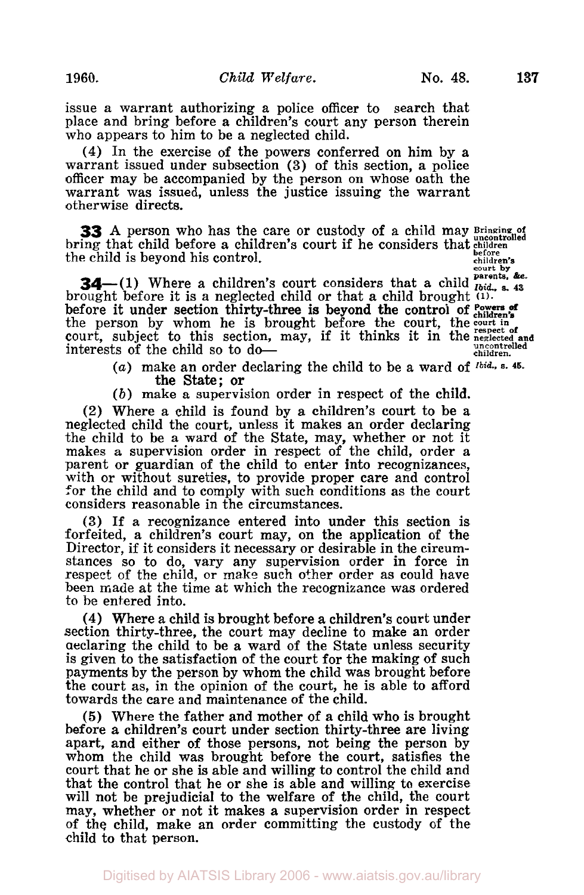issue a warrant authorizing a police officer to search that place and bring before a children's court any person therein who appears to him to be a neglected child.

(4) In the exercise of the powers conferred on him by a warrant issued under subsection (3) of this section, a police officer may be accompanied by the person on whose oath the warrant was issued, unless the justice issuing the warrant otherwise directs.

**33** A person who has the care or custody of a child may bring that child before a children's court if he considers that the child is beyond his control.

Bringing of uncontrolled children before children's court by parents, &c. *Ibid.*, s. 43 (1).

**34**—(1) Where a children's court considers that a child brought before it is a neglected child or that a child brought before it under section thirty-three is beyond the control of the person by whom he is brought before the court, the court, subject to this section, may, if it thinks it in the interests of the child so to do—

Powers of children's court in respect of neglected and uncontrolled children. *Ibid.*, s. 45.

(*a*) make an order declaring the child to be a ward of the State; or

(*b*) make a supervision order in respect of the child.

(2) Where a child is found by a children's court to be a neglected child the court, unless it makes an order declaring the child to be a ward of the State, may, whether or not it makes a supervision order in respect of the child, order a parent or guardian of the child to enter into recognizances, with or without sureties, to provide proper care and control for the child and to comply with such conditions as the court considers reasonable in the circumstances.

(3) If a recognizance entered into under this section is forfeited, a children's court may, on the application of the Director, if it considers it necessary or desirable in the circumstances so to do, vary any supervision order in force in respect of the child, or make such other order as could have been made at the time at which the recognizance was ordered to be entered into.

(4) Where a child is brought before a children's court under section thirty-three, the court may decline to make an order declaring the child to be a ward of the State unless security is given to the satisfaction of the court for the making of such payments by the person by whom the child was brought before the court as, in the opinion of the court, he is able to afford towards the care and maintenance of the child.

(5) Where the father and mother of a child who is brought before a children's court under section thirty-three are living apart, and either of those persons, not being the person by whom the child was brought before the court, satisfies the court that he or she is able and willing to control the child and that the control that he or she is able and willing to exercise will not be prejudicial to the welfare of the child, the court may, whether or not it makes a supervision order in respect of the child, make an order committing the custody of the child to that person.